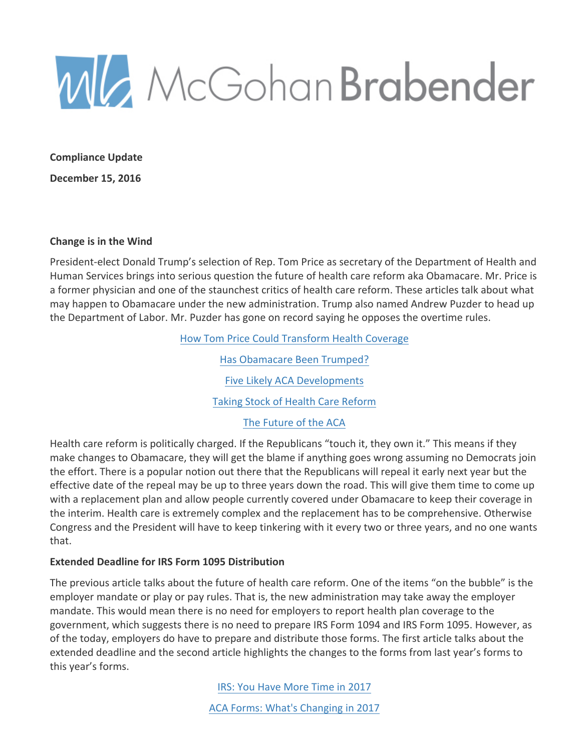# McGohan Brabender

**Compliance Update**

**December 15, 2016**

**Change is in the Wind**

President-elect Donald Trump's selection of Rep. Tom Price as secretary of the Department of Health and Human Services brings into serious question the future of health care reform aka Obamacare. Mr. Price is a former physician and one of the staunchest critics of health care reform. These articles talk about what may happen to Obamacare under the new administration. Trump also named Andrew Puzder to head up the Department of Labor. Mr. Puzder has gone on record saying he opposes the overtime rules.

How Tom Price Could Transform Health Coverage

Has Obamacare Been Trumped?

Five Likely ACA Developments

Taking Stock of Health Care Reform

The Future of the ACA

Health care reform is politically charged. If the Republicans "touch it, they own it." This means if they make changes to Obamacare, they will get the blame if anything goes wrong assuming no Democrats join the effort. There is a popular notion out there that the Republicans will repeal it early next year but the effective date of the repeal may be up to three years down the road. This will give them time to come up with a replacement plan and allow people currently covered under Obamacare to keep their coverage in the interim. Health care is extremely complex and the replacement has to be comprehensive. Otherwise Congress and the President will have to keep tinkering with it every two or three years, and no one wants that.

**Extended Deadline for IRS Form 1095 Distribution**

The previous article talks about the future of health care reform. One of the items "on the bubble" is the employer mandate or play or pay rules. That is, the new administration may take away the employer mandate. This would mean there is no need for employers to report health plan coverage to the government, which suggests there is no need to prepare IRS Form 1094 and IRS Form 1095. However, as of the today, employers do have to prepare and distribute those forms. The first article talks about the extended deadline and the second article highlights the changes to the forms from last year's forms to this year's forms.

IRS: You Have More Time in 2017

ACA Forms: What's Changing in 2017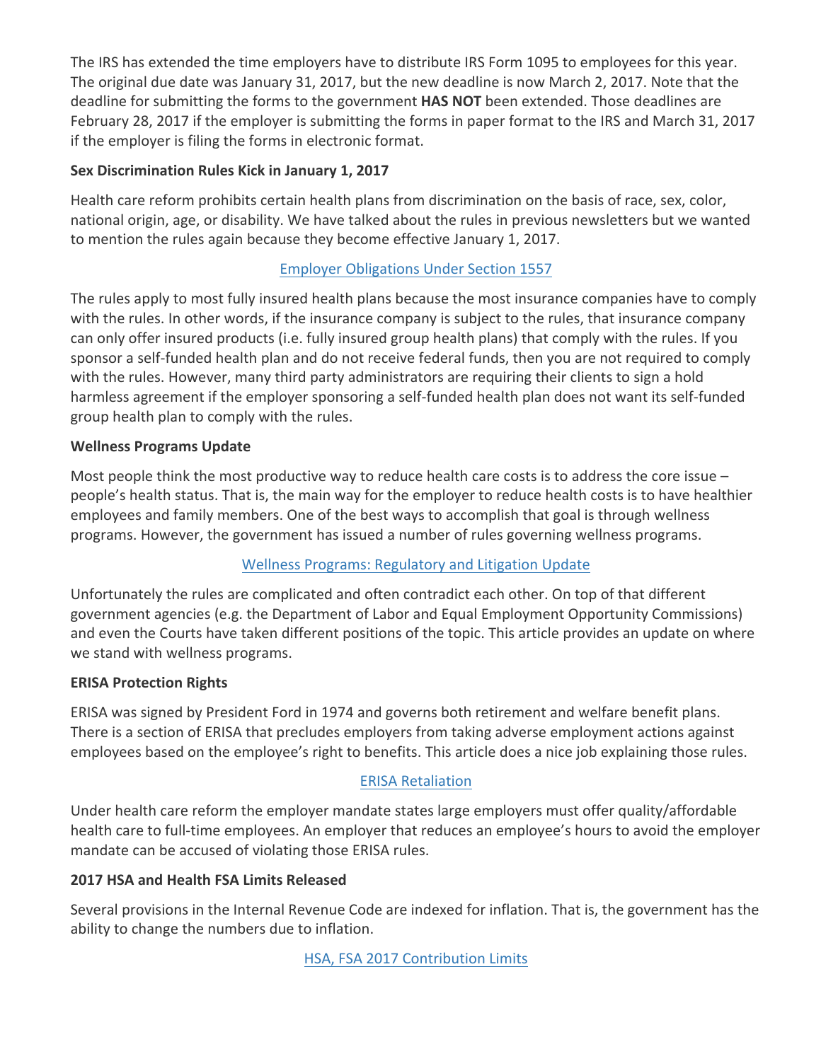The IRS has extended the time employers have to distribute IRS Form 1095 to employees for this year. The original due date was January 31, 2017, but the new deadline is now March 2, 2017. Note that the deadline for submitting the forms to the government **HAS NOT** been extended. Those deadlines are February 28, 2017 if the employer is submitting the forms in paper format to the IRS and March 31, 2017 if the employer is filing the forms in electronic format.

**Sex Discrimination Rules Kick in January 1, 2017**

Health care reform prohibits certain health plans from discrimination on the basis of race, sex, color, national origin, age, or disability. We have talked about the rules in previous newsletters but we wanted to mention the rules again because they become effective January 1, 2017.

Employer Obligations Under Section 1557

The rules apply to most fully insured health plans because the most insurance companies have to comply with the rules. In other words, if the insurance company is subject to the rules, that insurance company can only offer insured products (i.e. fully insured group health plans) that comply with the rules. If you sponsor a self-funded health plan and do not receive federal funds, then you are not required to comply with the rules. However, many third party administrators are requiring their clients to sign a hold harmless agreement if the employer sponsoring a self-funded health plan does not want its self-funded group health plan to comply with the rules.

**Wellness Programs Update**

Most people think the most productive way to reduce health care costs is to address the core issue – people's health status. That is, the main way for the employer to reduce health costs is to have healthier employees and family members. One of the best ways to accomplish that goal is through wellness programs. However, the government has issued a number of rules governing wellness programs.

Wellness Programs: Regulatory and Litigation Update

Unfortunately the rules are complicated and often contradict each other. On top of that different government agencies (e.g. the Department of Labor and Equal Employment Opportunity Commissions) and even the Courts have taken different positions of the topic. This article provides an update on where we stand with wellness programs.

**ERISA Protection Rights**

ERISA was signed by President Ford in 1974 and governs both retirement and welfare benefit plans. There is a section of ERISA that precludes employers from taking adverse employment actions against employees based on the employee's right to benefits. This article does a nice job explaining those rules.

ERISA Retaliation

Under health care reform the employer mandate states large employers must offer quality/affordable health care to full-time employees. An employer that reduces an employee's hours to avoid the employer mandate can be accused of violating those ERISA rules.

**2017 HSA and Health FSA Limits Released**

Several provisions in the Internal Revenue Code are indexed for inflation. That is, the government has the ability to change the numbers due to inflation.

HSA, FSA 2017 Contribution Limits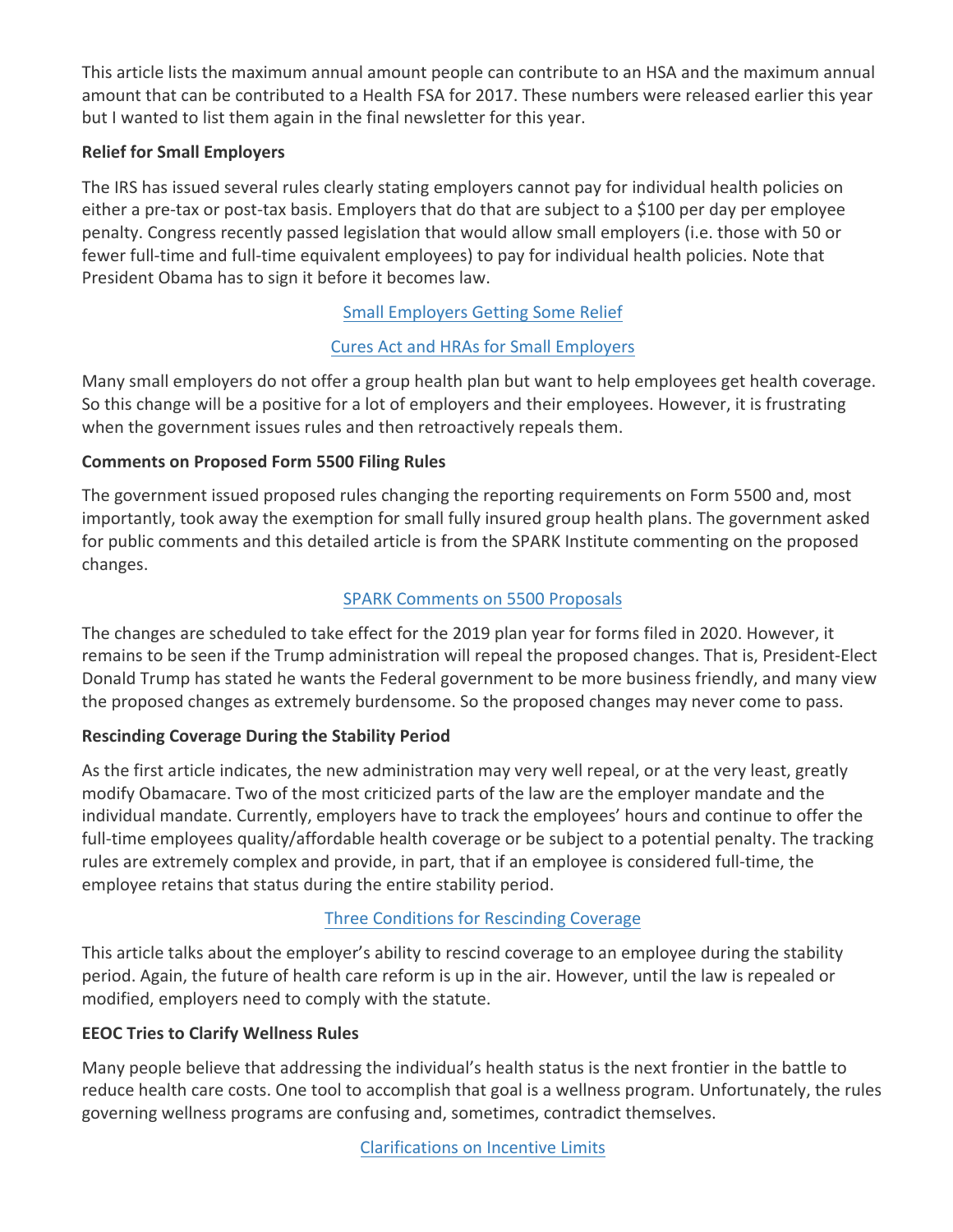This article lists the maximum annual amount people can contribute to an HSA and the maximum annual amount that can be contributed to a Health FSA for 2017. These numbers were released earlier this year but I wanted to list them again in the final newsletter for this year.

**Relief for Small Employers**

The IRS has issued several rules clearly stating employers cannot pay for individual health policies on either a pre-tax or post-tax basis. Employers that do that are subject to a $100 per day per employee penalty. Congress recently passed legislation that would allow small employers (i.e. those with 50 or fewer full-time and full-time equivalent employees) to pay for individual health policies. Note that President Obama has to sign it before it becomes law.

Small Employers Getting Some Relief

Cures Act and HRAs for Small Employers

Many small employers do not offer a group health plan but want to help employees get health coverage. So this change will be a positive for a lot of employers and their employees. However, it is frustrating when the government issues rules and then retroactively repeals them.

**Comments on Proposed Form 5500 Filing Rules**

The government issued proposed rules changing the reporting requirements on Form 5500 and, most importantly, took away the exemption for small fully insured group health plans. The government asked for public comments and this detailed article is from the SPARK Institute commenting on the proposed changes.

SPARK Comments on 5500 Proposals

The changes are scheduled to take effect for the 2019 plan year for forms filed in 2020. However, it remains to be seen if the Trump administration will repeal the proposed changes. That is, President-Elect Donald Trump has stated he wants the Federal government to be more business friendly, and many view the proposed changes as extremely burdensome. So the proposed changes may never come to pass.

**Rescinding Coverage During the Stability Period**

As the first article indicates, the new administration may very well repeal, or at the very least, greatly modify Obamacare. Two of the most criticized parts of the law are the employer mandate and the individual mandate. Currently, employers have to track the employees' hours and continue to offer the full-time employees quality/affordable health coverage or be subject to a potential penalty. The tracking rules are extremely complex and provide, in part, that if an employee is considered full-time, the employee retains that status during the entire stability period.

Three Conditions for Rescinding Coverage

This article talks about the employer's ability to rescind coverage to an employee during the stability period. Again, the future of health care reform is up in the air. However, until the law is repealed or modified, employers need to comply with the statute.

**EEOC Tries to Clarify Wellness Rules**

Many people believe that addressing the individual's health status is the next frontier in the battle to reduce health care costs. One tool to accomplish that goal is a wellness program. Unfortunately, the rules governing wellness programs are confusing and, sometimes, contradict themselves.

Clarifications on Incentive Limits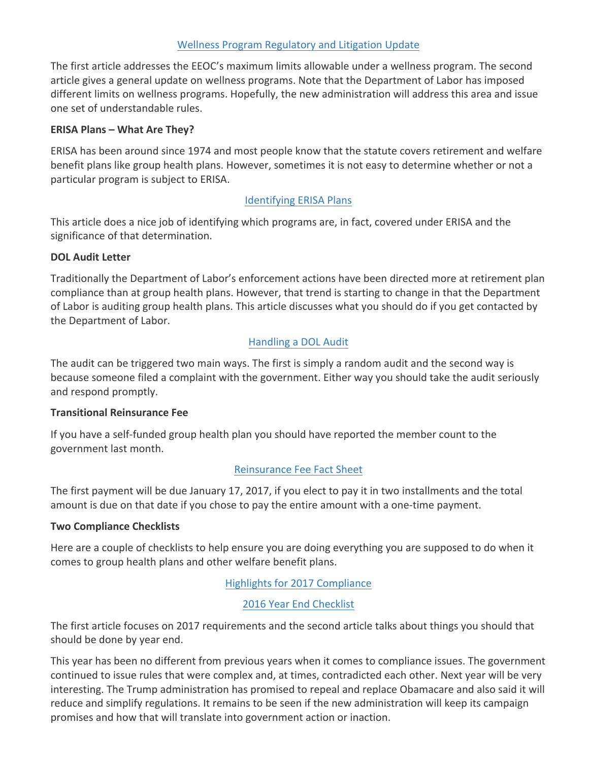[Wellness Program Regulatory and Litigation Update]

The first article addresses the EEOC's maximum limits allowable under a wellness program. The second article gives a general update on wellness programs. Note that the Department of Labor has imposed different limits on wellness programs. Hopefully, the new administration will address this area and issue one set of understandable rules.

**ERISA Plans – What Are They?**

ERISA has been around since 1974 and most people know that the statute covers retirement and welfare benefit plans like group health plans. However, sometimes it is not easy to determine whether or not a particular program is subject to ERISA.

[Identifying ERISA Plans]

This article does a nice job of identifying which programs are, in fact, covered under ERISA and the significance of that determination.

**DOL Audit Letter**

Traditionally the Department of Labor's enforcement actions have been directed more at retirement plan compliance than at group health plans. However, that trend is starting to change in that the Department of Labor is auditing group health plans. This article discusses what you should do if you get contacted by the Department of Labor.

[Handling a DOL Audit]

The audit can be triggered two main ways. The first is simply a random audit and the second way is because someone filed a complaint with the government. Either way you should take the audit seriously and respond promptly.

**Transitional Reinsurance Fee**

If you have a self-funded group health plan you should have reported the member count to the government last month.

[Reinsurance Fee Fact Sheet]

The first payment will be due January 17, 2017, if you elect to pay it in two installments and the total amount is due on that date if you chose to pay the entire amount with a one-time payment.

**Two Compliance Checklists**

Here are a couple of checklists to help ensure you are doing everything you are supposed to do when it comes to group health plans and other welfare benefit plans.

[Highlights for 2017 Compliance]

[2016 Year End Checklist]

The first article focuses on 2017 requirements and the second article talks about things you should that should be done by year end.

This year has been no different from previous years when it comes to compliance issues. The government continued to issue rules that were complex and, at times, contradicted each other. Next year will be very interesting. The Trump administration has promised to repeal and replace Obamacare and also said it will reduce and simplify regulations. It remains to be seen if the new administration will keep its campaign promises and how that will translate into government action or inaction.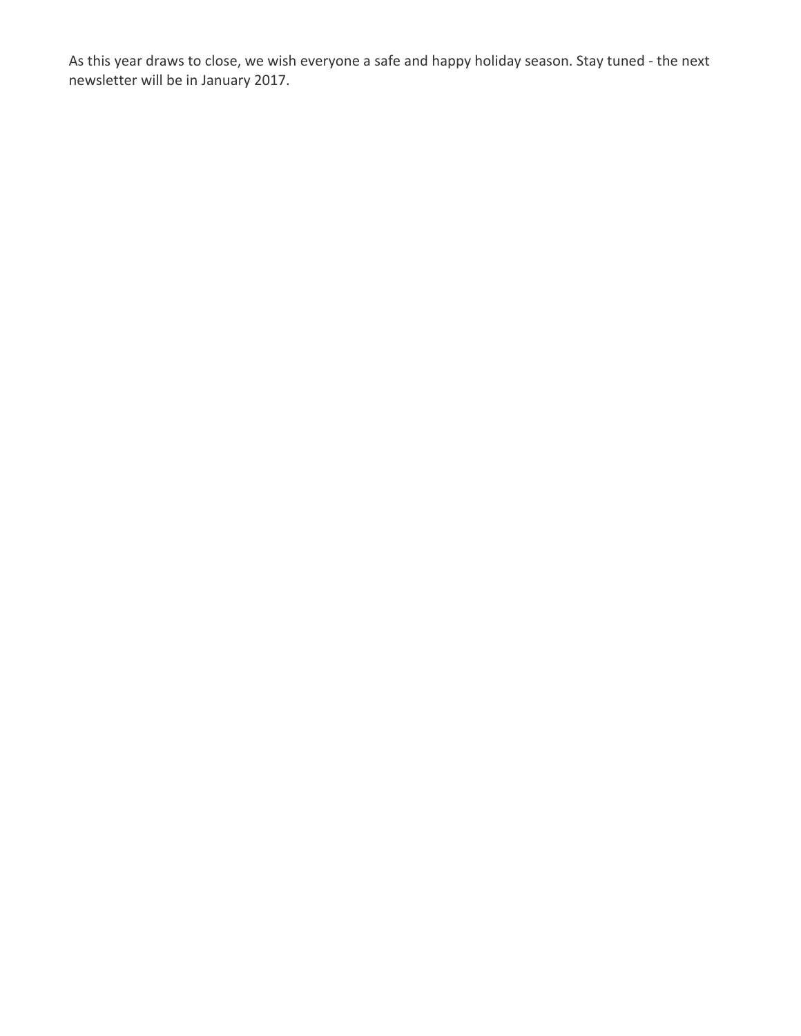As this year draws to close, we wish everyone a safe and happy holiday season. Stay tuned - the next newsletter will be in January 2017.